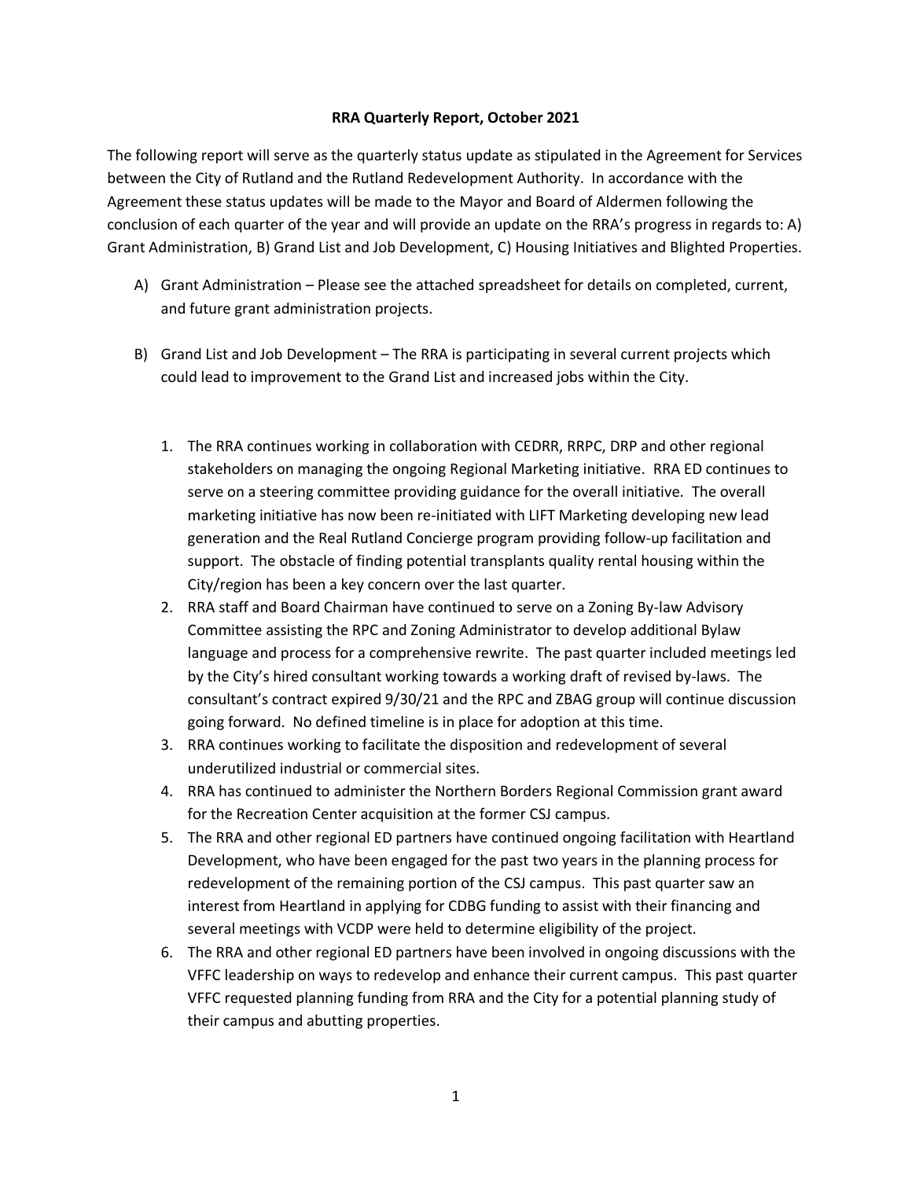**RRA Quarterly Report, October 2021**

The following report will serve as the quarterly status update as stipulated in the Agreement for Services between the City of Rutland and the Rutland Redevelopment Authority. In accordance with the Agreement these status updates will be made to the Mayor and Board of Aldermen following the conclusion of each quarter of the year and will provide an update on the RRA's progress in regards to: A) Grant Administration, B) Grand List and Job Development, C) Housing Initiatives and Blighted Properties.

A) Grant Administration – Please see the attached spreadsheet for details on completed, current, and future grant administration projects.

B) Grand List and Job Development – The RRA is participating in several current projects which could lead to improvement to the Grand List and increased jobs within the City.

   1. The RRA continues working in collaboration with CEDRR, RRPC, DRP and other regional stakeholders on managing the ongoing Regional Marketing initiative. RRA ED continues to serve on a steering committee providing guidance for the overall initiative. The overall marketing initiative has now been re-initiated with LIFT Marketing developing new lead generation and the Real Rutland Concierge program providing follow-up facilitation and support. The obstacle of finding potential transplants quality rental housing within the City/region has been a key concern over the last quarter.
   2. RRA staff and Board Chairman have continued to serve on a Zoning By-law Advisory Committee assisting the RPC and Zoning Administrator to develop additional Bylaw language and process for a comprehensive rewrite. The past quarter included meetings led by the City's hired consultant working towards a working draft of revised by-laws. The consultant's contract expired 9/30/21 and the RPC and ZBAG group will continue discussion going forward. No defined timeline is in place for adoption at this time.
   3. RRA continues working to facilitate the disposition and redevelopment of several underutilized industrial or commercial sites.
   4. RRA has continued to administer the Northern Borders Regional Commission grant award for the Recreation Center acquisition at the former CSJ campus.
   5. The RRA and other regional ED partners have continued ongoing facilitation with Heartland Development, who have been engaged for the past two years in the planning process for redevelopment of the remaining portion of the CSJ campus. This past quarter saw an interest from Heartland in applying for CDBG funding to assist with their financing and several meetings with VCDP were held to determine eligibility of the project.
   6. The RRA and other regional ED partners have been involved in ongoing discussions with the VFFC leadership on ways to redevelop and enhance their current campus. This past quarter VFFC requested planning funding from RRA and the City for a potential planning study of their campus and abutting properties.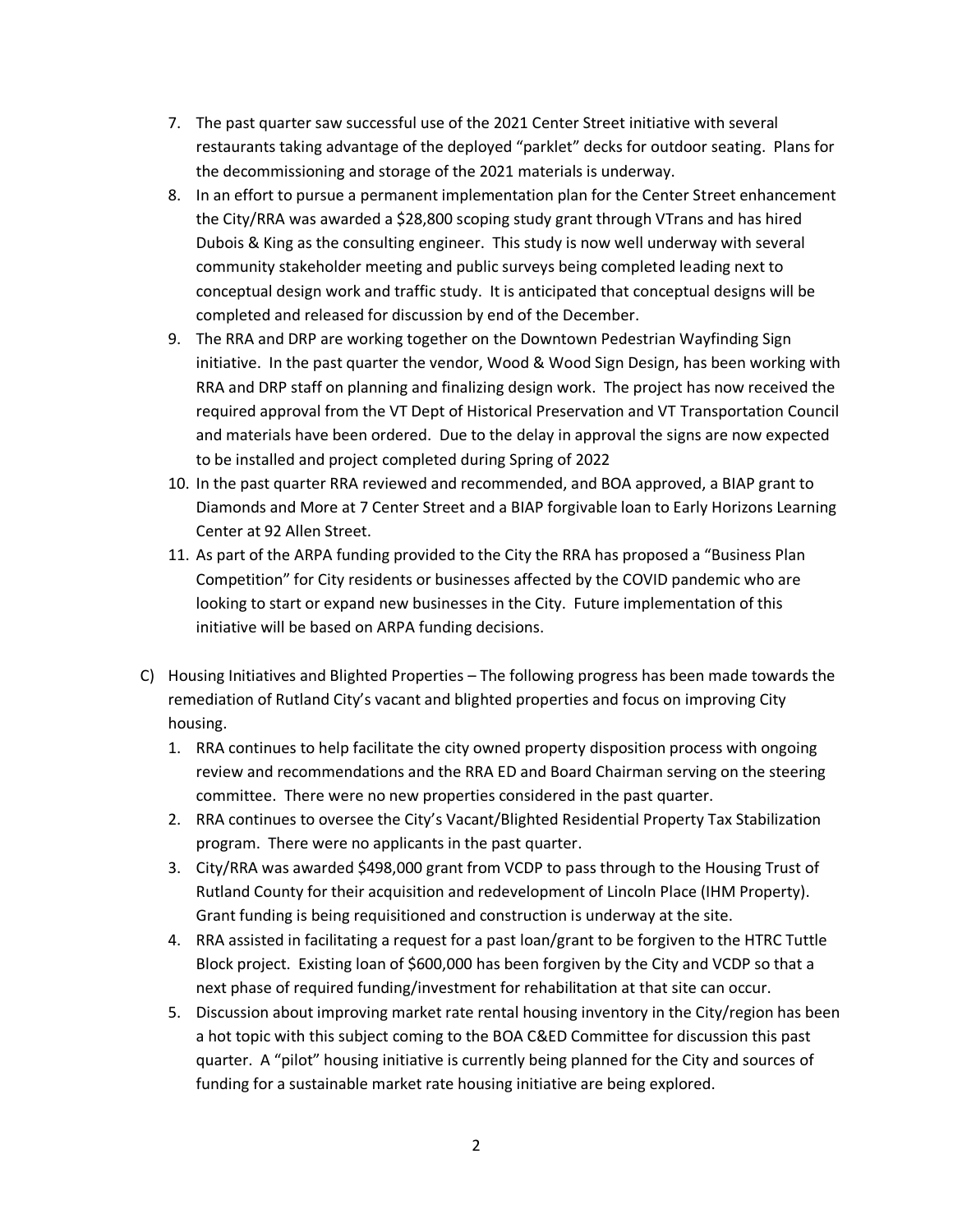7. The past quarter saw successful use of the 2021 Center Street initiative with several restaurants taking advantage of the deployed "parklet" decks for outdoor seating. Plans for the decommissioning and storage of the 2021 materials is underway.
8. In an effort to pursue a permanent implementation plan for the Center Street enhancement the City/RRA was awarded a $28,800 scoping study grant through VTrans and has hired Dubois & King as the consulting engineer. This study is now well underway with several community stakeholder meeting and public surveys being completed leading next to conceptual design work and traffic study. It is anticipated that conceptual designs will be completed and released for discussion by end of the December.
9. The RRA and DRP are working together on the Downtown Pedestrian Wayfinding Sign initiative. In the past quarter the vendor, Wood & Wood Sign Design, has been working with RRA and DRP staff on planning and finalizing design work. The project has now received the required approval from the VT Dept of Historical Preservation and VT Transportation Council and materials have been ordered. Due to the delay in approval the signs are now expected to be installed and project completed during Spring of 2022
10. In the past quarter RRA reviewed and recommended, and BOA approved, a BIAP grant to Diamonds and More at 7 Center Street and a BIAP forgivable loan to Early Horizons Learning Center at 92 Allen Street.
11. As part of the ARPA funding provided to the City the RRA has proposed a "Business Plan Competition" for City residents or businesses affected by the COVID pandemic who are looking to start or expand new businesses in the City. Future implementation of this initiative will be based on ARPA funding decisions.

C) Housing Initiatives and Blighted Properties – The following progress has been made towards the remediation of Rutland City's vacant and blighted properties and focus on improving City housing.

1. RRA continues to help facilitate the city owned property disposition process with ongoing review and recommendations and the RRA ED and Board Chairman serving on the steering committee. There were no new properties considered in the past quarter.
2. RRA continues to oversee the City's Vacant/Blighted Residential Property Tax Stabilization program. There were no applicants in the past quarter.
3. City/RRA was awarded $498,000 grant from VCDP to pass through to the Housing Trust of Rutland County for their acquisition and redevelopment of Lincoln Place (IHM Property). Grant funding is being requisitioned and construction is underway at the site.
4. RRA assisted in facilitating a request for a past loan/grant to be forgiven to the HTRC Tuttle Block project. Existing loan of $600,000 has been forgiven by the City and VCDP so that a next phase of required funding/investment for rehabilitation at that site can occur.
5. Discussion about improving market rate rental housing inventory in the City/region has been a hot topic with this subject coming to the BOA C&ED Committee for discussion this past quarter. A "pilot" housing initiative is currently being planned for the City and sources of funding for a sustainable market rate housing initiative are being explored.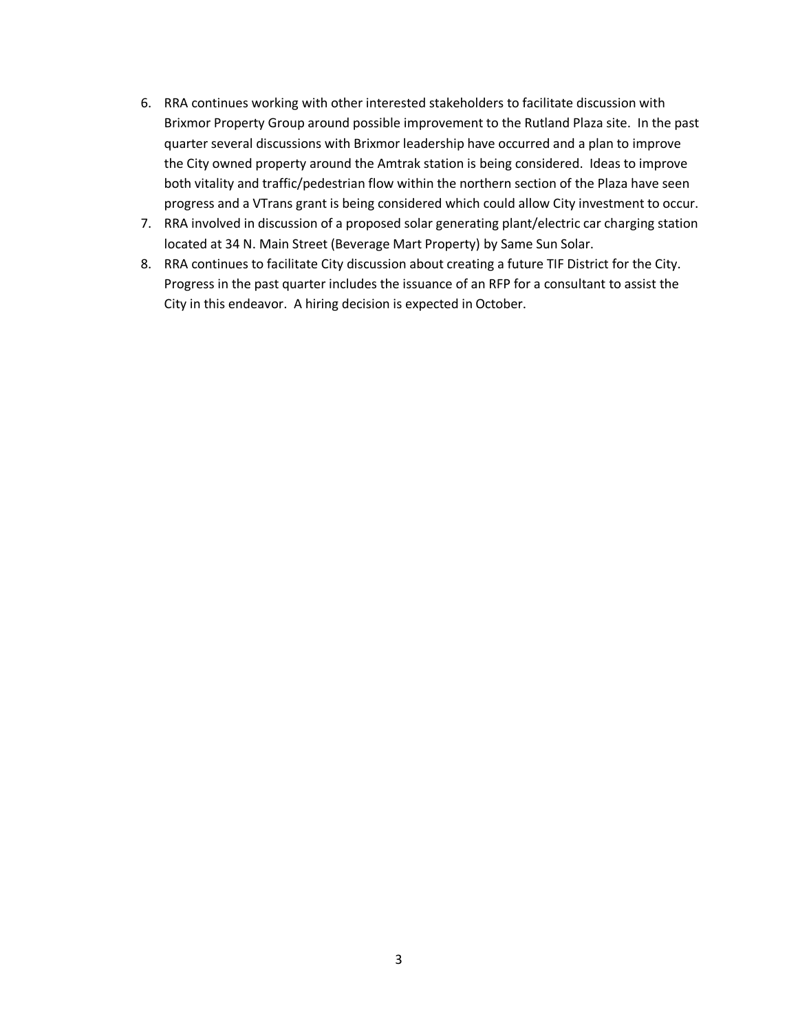6. RRA continues working with other interested stakeholders to facilitate discussion with Brixmor Property Group around possible improvement to the Rutland Plaza site. In the past quarter several discussions with Brixmor leadership have occurred and a plan to improve the City owned property around the Amtrak station is being considered. Ideas to improve both vitality and traffic/pedestrian flow within the northern section of the Plaza have seen progress and a VTrans grant is being considered which could allow City investment to occur.
7. RRA involved in discussion of a proposed solar generating plant/electric car charging station located at 34 N. Main Street (Beverage Mart Property) by Same Sun Solar.
8. RRA continues to facilitate City discussion about creating a future TIF District for the City. Progress in the past quarter includes the issuance of an RFP for a consultant to assist the City in this endeavor. A hiring decision is expected in October.